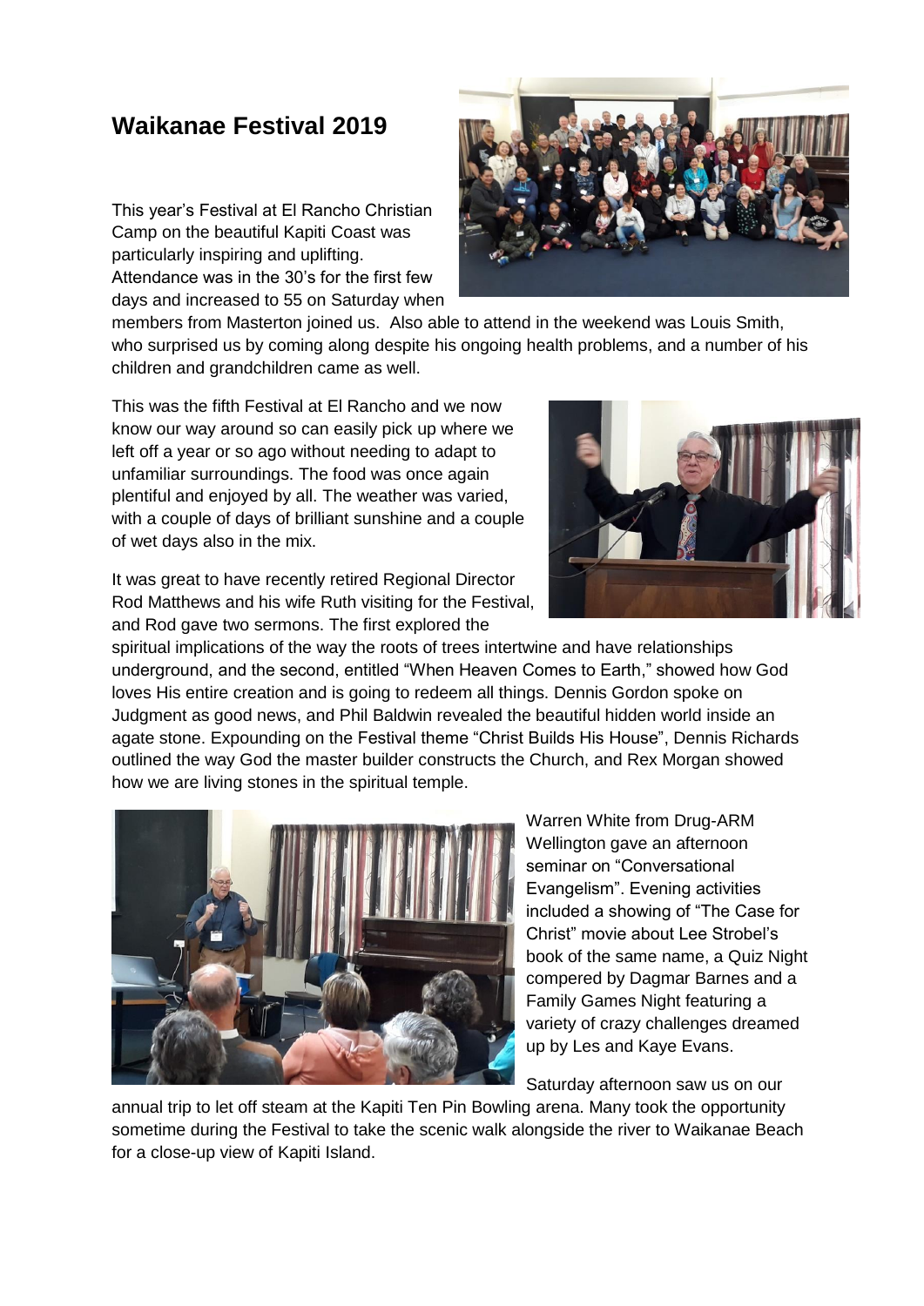# Waikanae Festival 2019

This year's Festival at El Rancho Christian Camp on the beautiful Kapiti Coast was particularly inspiring and uplifting. Attendance was in the 30's for the first few days and increased to 55 on Saturday when members from Masterton joined us. Also able to attend in the weekend was Louis Smith, who surprised us by coming along despite his ongoing health problems, and a number of his children and grandchildren came as well.

This was the fifth Festival at El Rancho and we now know our way around so can easily pick up where we left off a year or so ago without needing to adapt to unfamiliar surroundings. The food was once again plentiful and enjoyed by all. The weather was varied, with a couple of days of brilliant sunshine and a couple of wet days also in the mix.

It was great to have recently retired Regional Director Rod Matthews and his wife Ruth visiting for the Festival, and Rod gave two sermons. The first explored the spiritual implications of the way the roots of trees intertwine and have relationships underground, and the second, entitled "When Heaven Comes to Earth," showed how God loves His entire creation and is going to redeem all things. Dennis Gordon spoke on Judgment as good news, and Phil Baldwin revealed the beautiful hidden world inside an agate stone. Expounding on the Festival theme "Christ Builds His House", Dennis Richards outlined the way God the master builder constructs the Church, and Rex Morgan showed how we are living stones in the spiritual temple.

Warren White from Drug-ARM Wellington gave an afternoon seminar on "Conversational Evangelism". Evening activities included a showing of "The Case for Christ" movie about Lee Strobel's book of the same name, a Quiz Night compered by Dagmar Barnes and a Family Games Night featuring a variety of crazy challenges dreamed up by Les and Kaye Evans.

Saturday afternoon saw us on our annual trip to let off steam at the Kapiti Ten Pin Bowling arena. Many took the opportunity sometime during the Festival to take the scenic walk alongside the river to Waikanae Beach for a close-up view of Kapiti Island.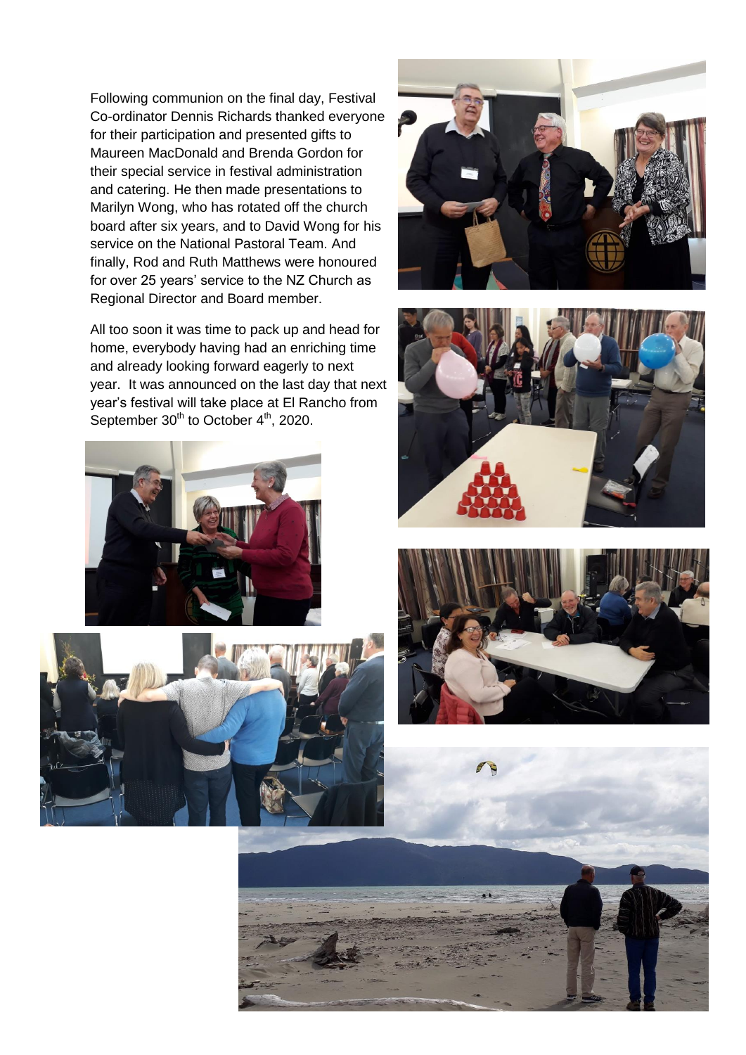Following communion on the final day, Festival Co-ordinator Dennis Richards thanked everyone for their participation and presented gifts to Maureen MacDonald and Brenda Gordon for their special service in festival administration and catering. He then made presentations to Marilyn Wong, who has rotated off the church board after six years, and to David Wong for his service on the National Pastoral Team. And finally, Rod and Ruth Matthews were honoured for over 25 years' service to the NZ Church as Regional Director and Board member.

All too soon it was time to pack up and head for home, everybody having had an enriching time and already looking forward eagerly to next year. It was announced on the last day that next year's festival will take place at El Rancho from September 30th to October 4th, 2020.